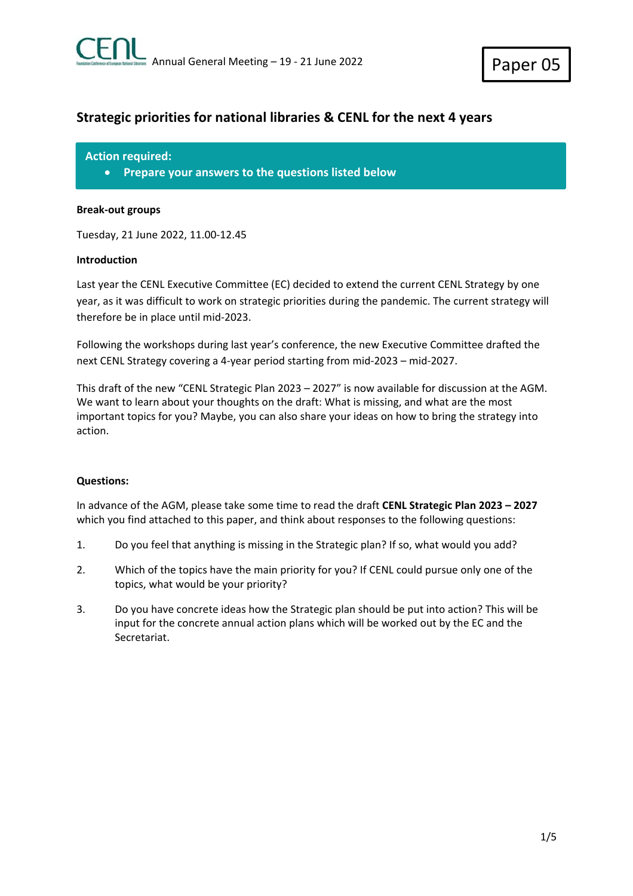CENL Annual General Meeting – 19 - 21 June 2022

**Paper 05**

# Strategic priorities for national libraries & CENL for the next 4 years

**Action required:**

- **Prepare your answers to the questions listed below**

**Break-out groups**

Tuesday, 21 June 2022, 11.00-12.45

**Introduction**

Last year the CENL Executive Committee (EC) decided to extend the current CENL Strategy by one year, as it was difficult to work on strategic priorities during the pandemic. The current strategy will therefore be in place until mid-2023.

Following the workshops during last year's conference, the new Executive Committee drafted the next CENL Strategy covering a 4-year period starting from mid-2023 – mid-2027.

This draft of the new "CENL Strategic Plan 2023 – 2027" is now available for discussion at the AGM. We want to learn about your thoughts on the draft: What is missing, and what are the most important topics for you? Maybe, you can also share your ideas on how to bring the strategy into action.

**Questions:**

In advance of the AGM, please take some time to read the draft **CENL Strategic Plan 2023 – 2027** which you find attached to this paper, and think about responses to the following questions:

1. Do you feel that anything is missing in the Strategic plan? If so, what would you add?
2. Which of the topics have the main priority for you? If CENL could pursue only one of the topics, what would be your priority?
3. Do you have concrete ideas how the Strategic plan should be put into action? This will be input for the concrete annual action plans which will be worked out by the EC and the Secretariat.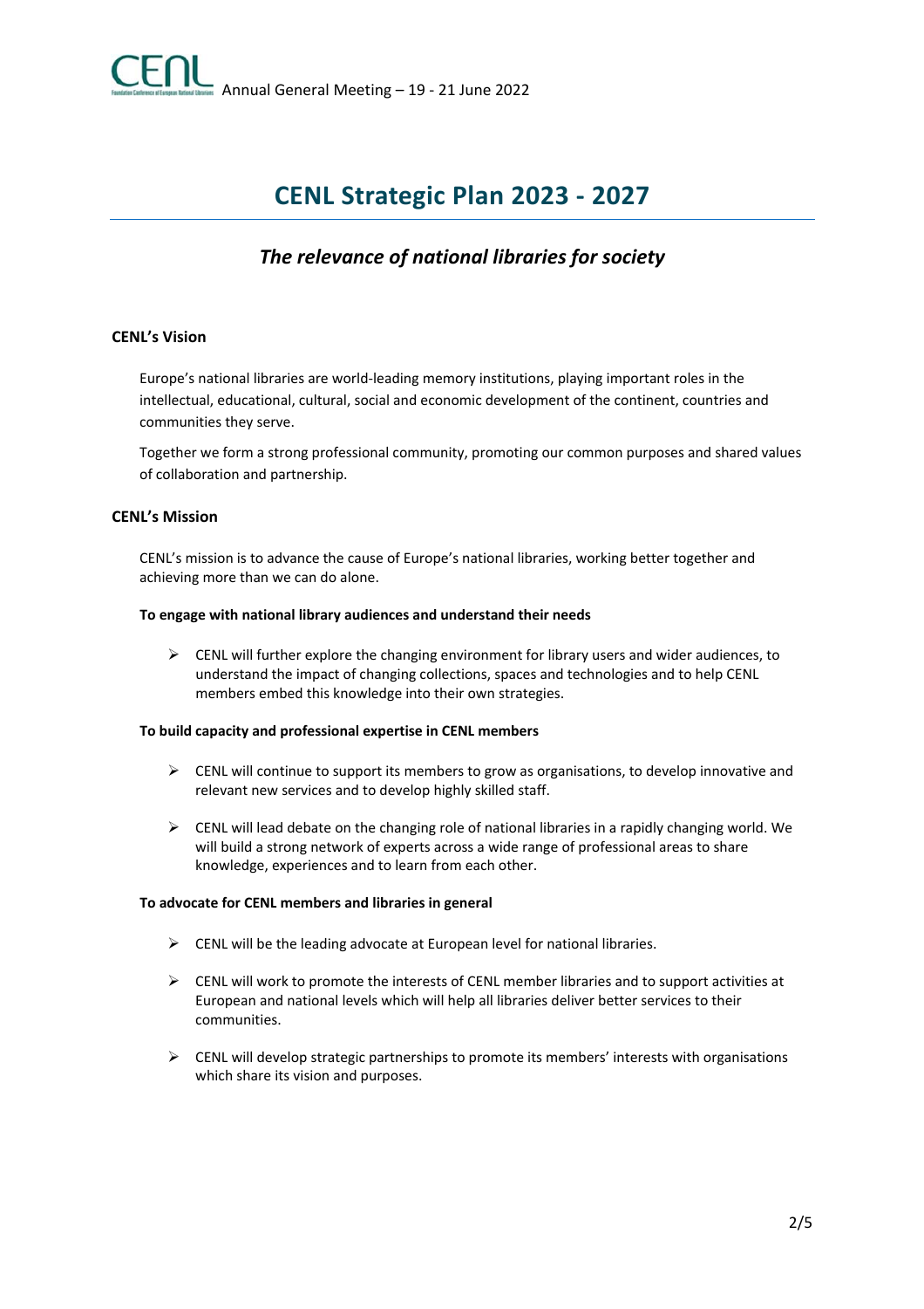# CENL Strategic Plan 2023 - 2027

## *The relevance of national libraries for society*

### CENL's Vision

Europe's national libraries are world-leading memory institutions, playing important roles in the intellectual, educational, cultural, social and economic development of the continent, countries and communities they serve.

Together we form a strong professional community, promoting our common purposes and shared values of collaboration and partnership.

### CENL's Mission

CENL's mission is to advance the cause of Europe's national libraries, working better together and achieving more than we can do alone.

**To engage with national library audiences and understand their needs**

- CENL will further explore the changing environment for library users and wider audiences, to understand the impact of changing collections, spaces and technologies and to help CENL members embed this knowledge into their own strategies.

**To build capacity and professional expertise in CENL members**

- CENL will continue to support its members to grow as organisations, to develop innovative and relevant new services and to develop highly skilled staff.
- CENL will lead debate on the changing role of national libraries in a rapidly changing world. We will build a strong network of experts across a wide range of professional areas to share knowledge, experiences and to learn from each other.

**To advocate for CENL members and libraries in general**

- CENL will be the leading advocate at European level for national libraries.
- CENL will work to promote the interests of CENL member libraries and to support activities at European and national levels which will help all libraries deliver better services to their communities.
- CENL will develop strategic partnerships to promote its members' interests with organisations which share its vision and purposes.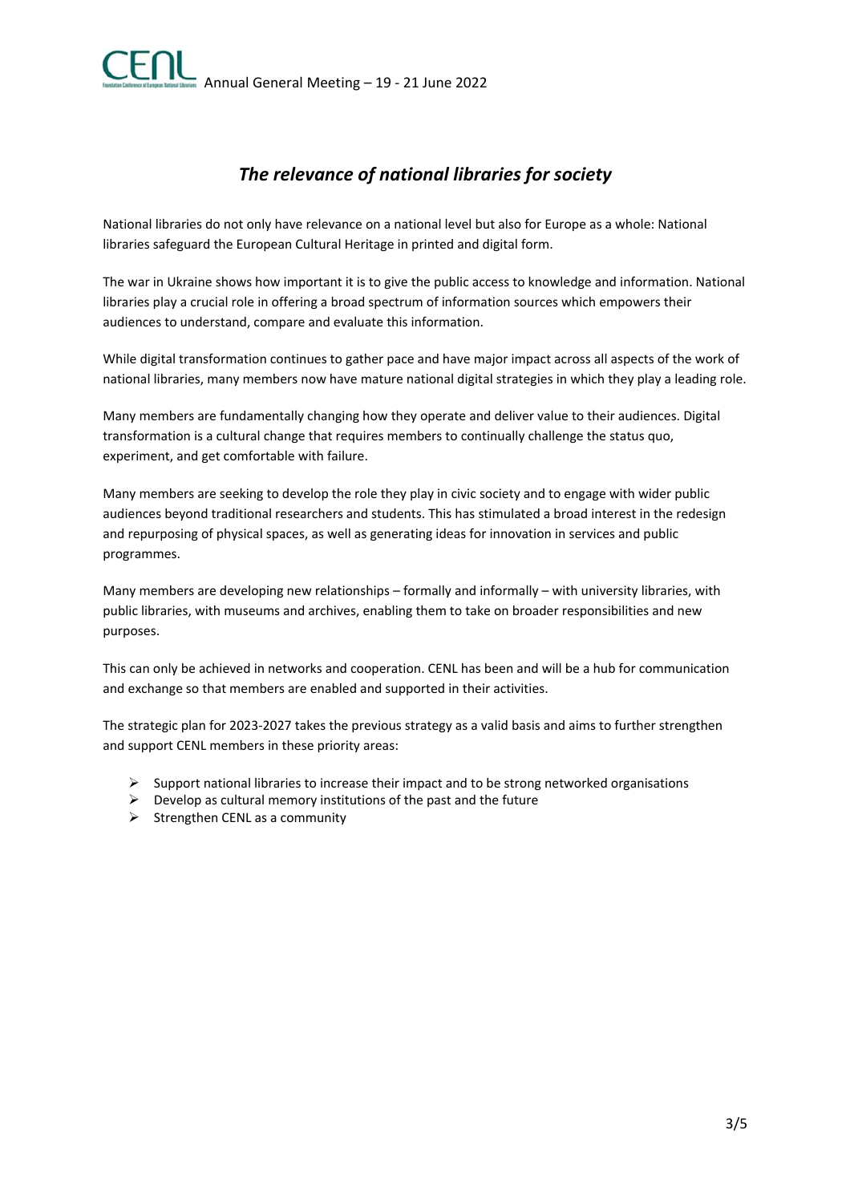## *The relevance of national libraries for society*

National libraries do not only have relevance on a national level but also for Europe as a whole: National libraries safeguard the European Cultural Heritage in printed and digital form.

The war in Ukraine shows how important it is to give the public access to knowledge and information. National libraries play a crucial role in offering a broad spectrum of information sources which empowers their audiences to understand, compare and evaluate this information.

While digital transformation continues to gather pace and have major impact across all aspects of the work of national libraries, many members now have mature national digital strategies in which they play a leading role.

Many members are fundamentally changing how they operate and deliver value to their audiences. Digital transformation is a cultural change that requires members to continually challenge the status quo, experiment, and get comfortable with failure.

Many members are seeking to develop the role they play in civic society and to engage with wider public audiences beyond traditional researchers and students. This has stimulated a broad interest in the redesign and repurposing of physical spaces, as well as generating ideas for innovation in services and public programmes.

Many members are developing new relationships – formally and informally – with university libraries, with public libraries, with museums and archives, enabling them to take on broader responsibilities and new purposes.

This can only be achieved in networks and cooperation. CENL has been and will be a hub for communication and exchange so that members are enabled and supported in their activities.

The strategic plan for 2023-2027 takes the previous strategy as a valid basis and aims to further strengthen and support CENL members in these priority areas:

- Support national libraries to increase their impact and to be strong networked organisations
- Develop as cultural memory institutions of the past and the future
- Strengthen CENL as a community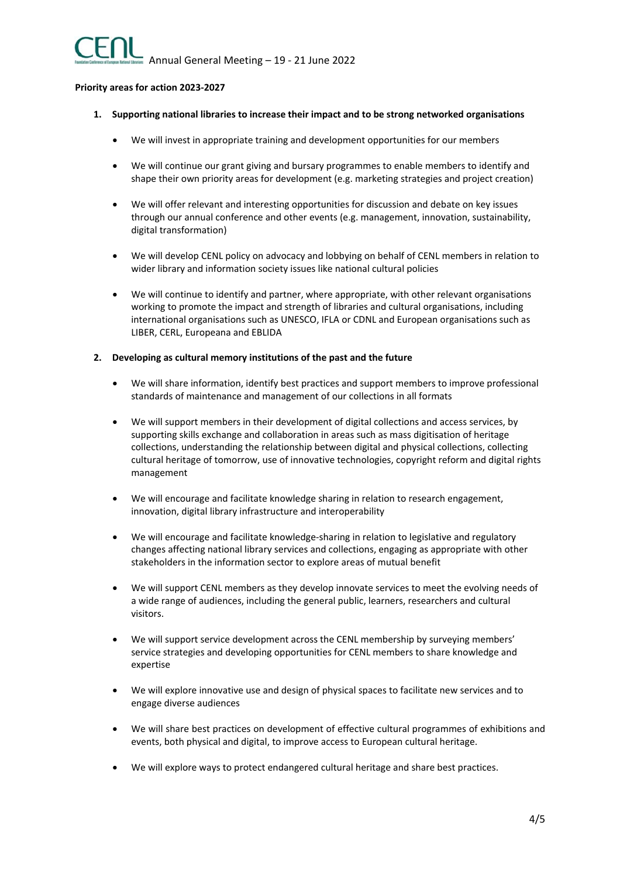**Priority areas for action 2023-2027**

1. **Supporting national libraries to increase their impact and to be strong networked organisations**

   - We will invest in appropriate training and development opportunities for our members
   - We will continue our grant giving and bursary programmes to enable members to identify and shape their own priority areas for development (e.g. marketing strategies and project creation)
   - We will offer relevant and interesting opportunities for discussion and debate on key issues through our annual conference and other events (e.g. management, innovation, sustainability, digital transformation)
   - We will develop CENL policy on advocacy and lobbying on behalf of CENL members in relation to wider library and information society issues like national cultural policies
   - We will continue to identify and partner, where appropriate, with other relevant organisations working to promote the impact and strength of libraries and cultural organisations, including international organisations such as UNESCO, IFLA or CDNL and European organisations such as LIBER, CERL, Europeana and EBLIDA

2. **Developing as cultural memory institutions of the past and the future**

   - We will share information, identify best practices and support members to improve professional standards of maintenance and management of our collections in all formats
   - We will support members in their development of digital collections and access services, by supporting skills exchange and collaboration in areas such as mass digitisation of heritage collections, understanding the relationship between digital and physical collections, collecting cultural heritage of tomorrow, use of innovative technologies, copyright reform and digital rights management
   - We will encourage and facilitate knowledge sharing in relation to research engagement, innovation, digital library infrastructure and interoperability
   - We will encourage and facilitate knowledge-sharing in relation to legislative and regulatory changes affecting national library services and collections, engaging as appropriate with other stakeholders in the information sector to explore areas of mutual benefit
   - We will support CENL members as they develop innovate services to meet the evolving needs of a wide range of audiences, including the general public, learners, researchers and cultural visitors.
   - We will support service development across the CENL membership by surveying members' service strategies and developing opportunities for CENL members to share knowledge and expertise
   - We will explore innovative use and design of physical spaces to facilitate new services and to engage diverse audiences
   - We will share best practices on development of effective cultural programmes of exhibitions and events, both physical and digital, to improve access to European cultural heritage.
   - We will explore ways to protect endangered cultural heritage and share best practices.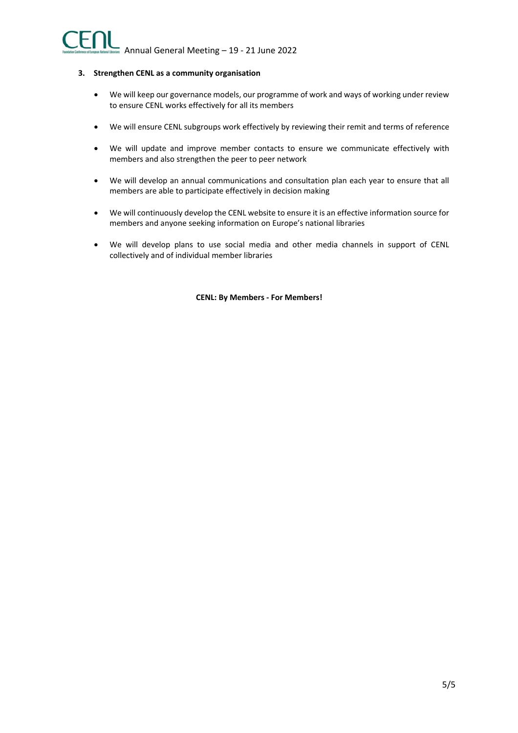3. **Strengthen CENL as a community organisation**

   - We will keep our governance models, our programme of work and ways of working under review to ensure CENL works effectively for all its members

   - We will ensure CENL subgroups work effectively by reviewing their remit and terms of reference

   - We will update and improve member contacts to ensure we communicate effectively with members and also strengthen the peer to peer network

   - We will develop an annual communications and consultation plan each year to ensure that all members are able to participate effectively in decision making

   - We will continuously develop the CENL website to ensure it is an effective information source for members and anyone seeking information on Europe's national libraries

   - We will develop plans to use social media and other media channels in support of CENL collectively and of individual member libraries

**CENL: By Members - For Members!**